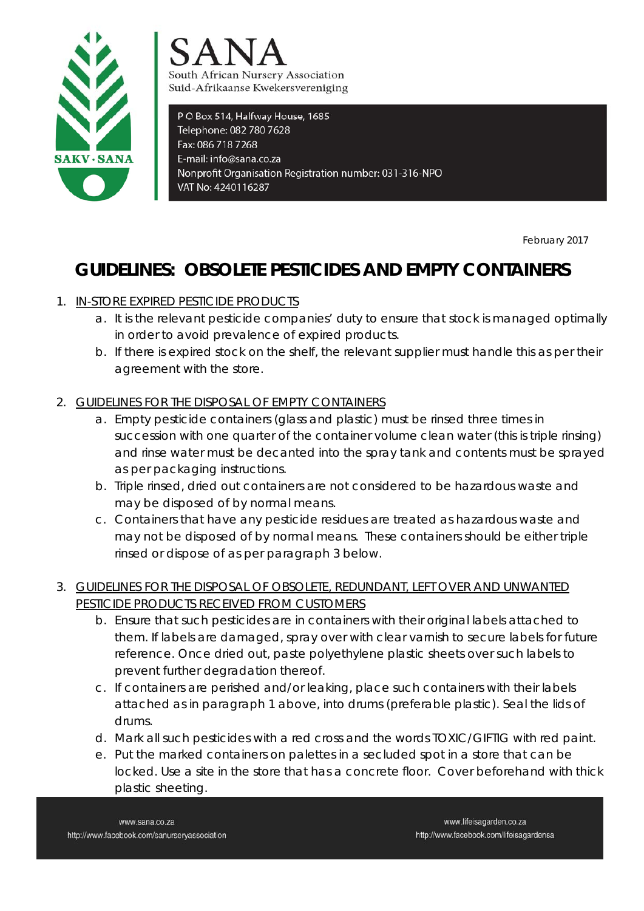SANA

South African Nursery Association
Suid-Afrikaanse Kwekersvereniging

P O Box 514, Halfway House, 1685
Telephone: 082 780 7628
Fax: 086 718 7268
E-mail: info@sana.co.za
Nonprofit Organisation Registration number: 031-316-NPO
VAT No: 4240116287

February 2017

# GUIDELINES: OBSOLETE PESTICIDES AND EMPTY CONTAINERS

1. IN-STORE EXPIRED PESTICIDE PRODUCTS
    a. It is the relevant pesticide companies' duty to ensure that stock is managed optimally in order to avoid prevalence of expired products.
    b. If there is expired stock on the shelf, the relevant supplier must handle this as per their agreement with the store.

2. GUIDELINES FOR THE DISPOSAL OF EMPTY CONTAINERS
    a. Empty pesticide containers (glass and plastic) must be rinsed three times in succession with one quarter of the container volume clean water (this is triple rinsing) and rinse water must be decanted into the spray tank and contents must be sprayed as per packaging instructions.
    b. Triple rinsed, dried out containers are not considered to be hazardous waste and may be disposed of by normal means.
    c. Containers that have any pesticide residues are treated as hazardous waste and may not be disposed of by normal means. These containers should be either triple rinsed or dispose of as per paragraph 3 below.

3. GUIDELINES FOR THE DISPOSAL OF OBSOLETE, REDUNDANT, LEFTOVER AND UNWANTED PESTICIDE PRODUCTS RECEIVED FROM CUSTOMERS
    b. Ensure that such pesticides are in containers with their original labels attached to them. If labels are damaged, spray over with clear varnish to secure labels for future reference. Once dried out, paste polyethylene plastic sheets over such labels to prevent further degradation thereof.
    c. If containers are perished and/or leaking, place such containers with their labels attached as in paragraph 1 above, into drums (preferable plastic). Seal the lids of drums.
    d. Mark all such pesticides with a red cross and the words TOXIC/GIFTIG with red paint.
    e. Put the marked containers on palettes in a secluded spot in a store that can be locked. Use a site in the store that has a concrete floor. Cover beforehand with thick plastic sheeting.

www.sana.co.za
http://www.facebook.com/sanurseryassociation

www.lifeisagarden.co.za
http://www.facebook.com/lifeisagardensa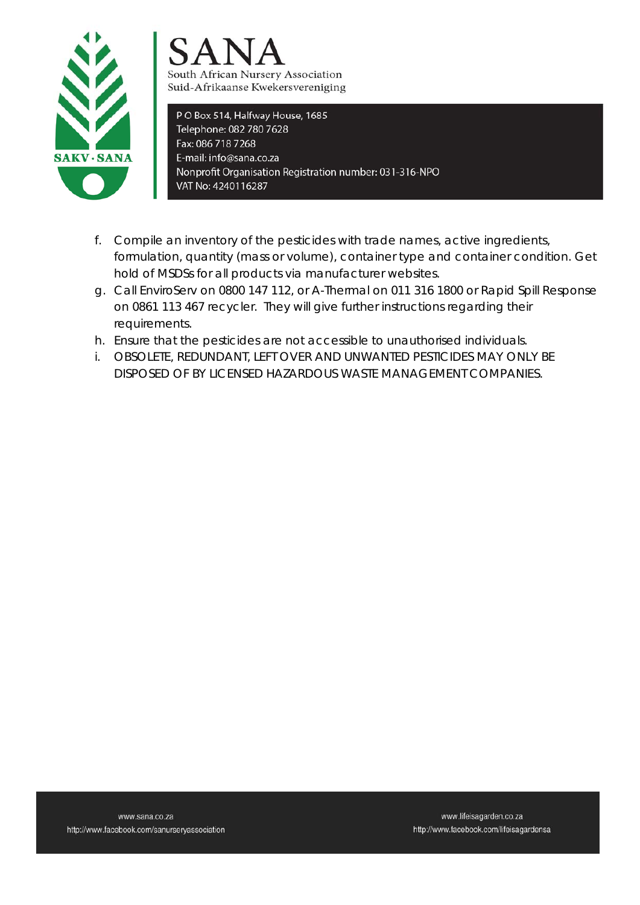f. Compile an inventory of the pesticides with trade names, active ingredients, formulation, quantity (mass or volume), container type and container condition. Get hold of MSDSs for all products via manufacturer websites.
g. Call EnviroServ on 0800 147 112, or A-Thermal on 011 316 1800 or Rapid Spill Response on 0861 113 467 recycler. They will give further instructions regarding their requirements.
h. Ensure that the pesticides are not accessible to unauthorised individuals.
i. OBSOLETE, REDUNDANT, LEFT OVER AND UNWANTED PESTICIDES MAY ONLY BE DISPOSED OF BY LICENSED HAZARDOUS WASTE MANAGEMENT COMPANIES.